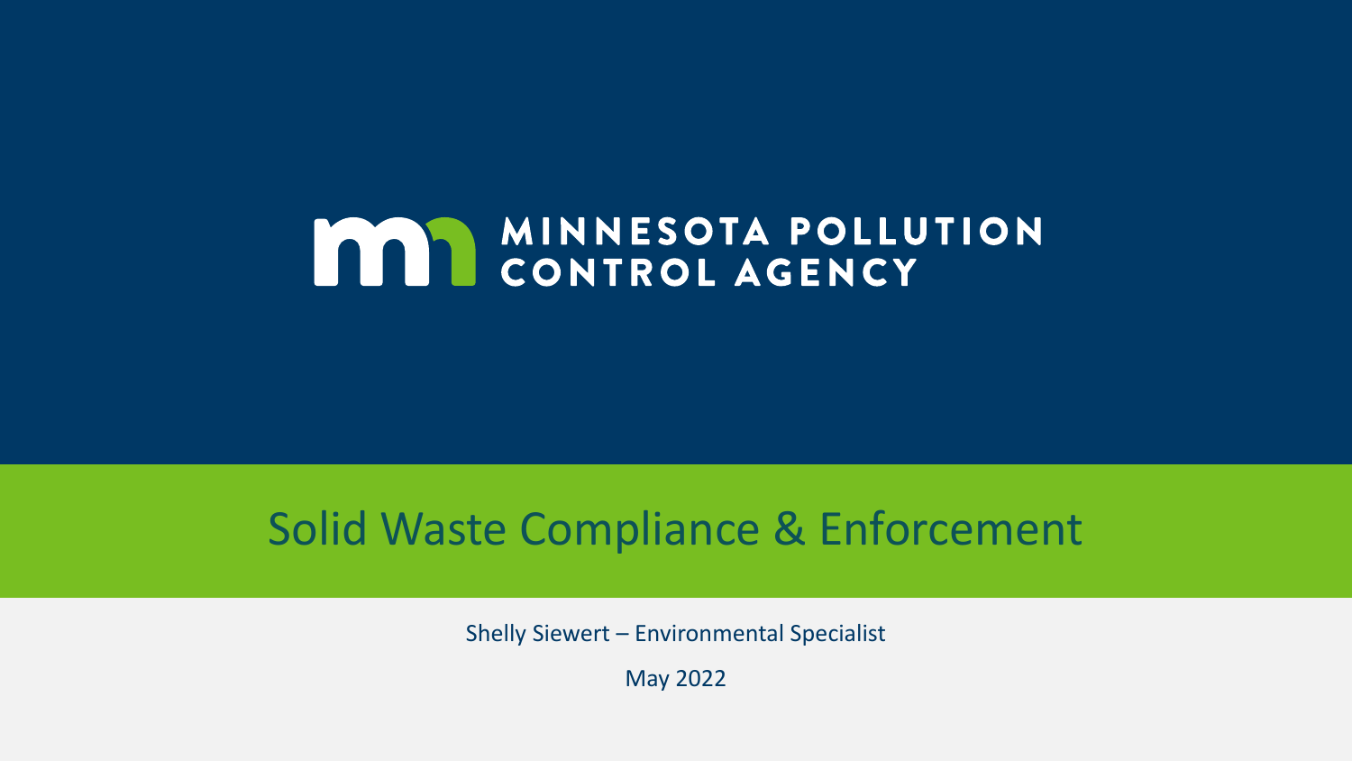MINNESOTA POLLUTION CONTROL AGENCY

# Solid Waste Compliance & Enforcement

Shelly Siewert – Environmental Specialist

May 2022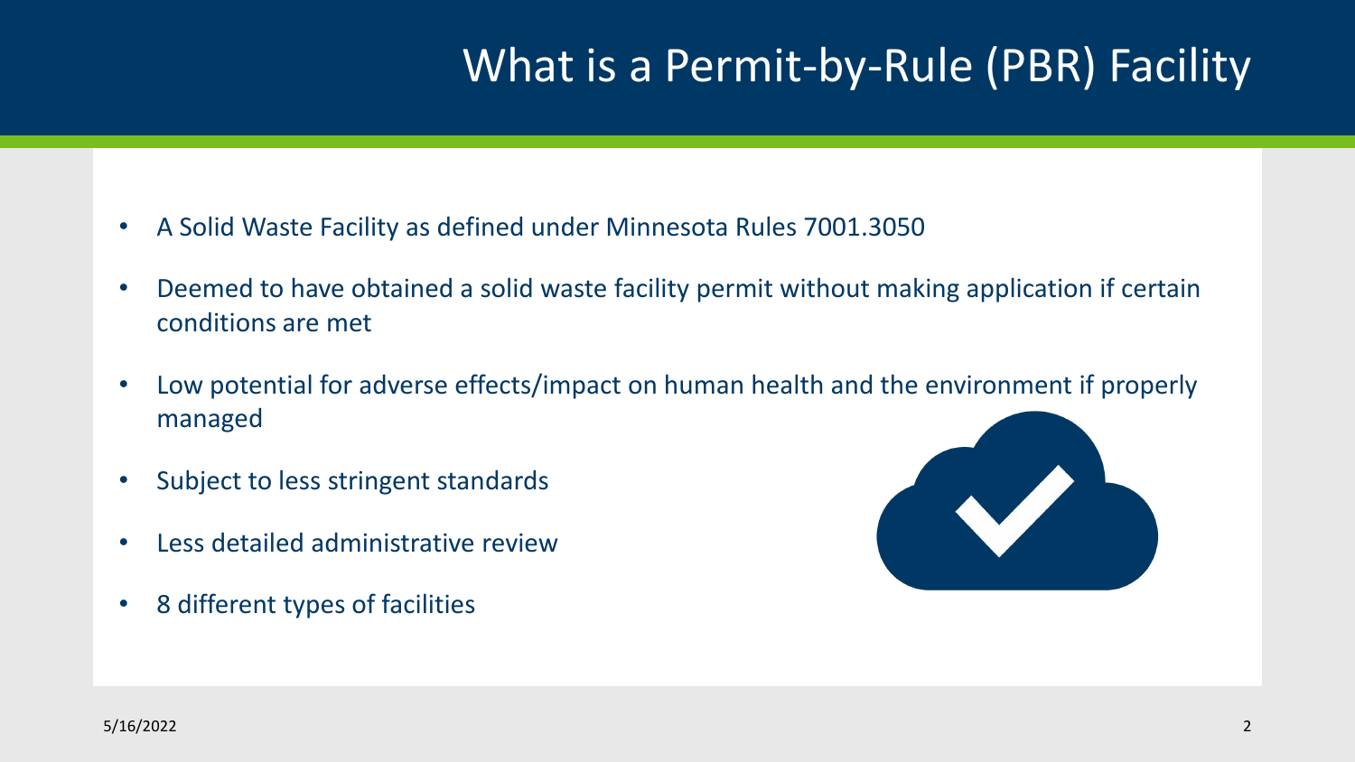# What is a Permit-by-Rule (PBR) Facility

- A Solid Waste Facility as defined under Minnesota Rules 7001.3050
- Deemed to have obtained a solid waste facility permit without making application if certain conditions are met
- Low potential for adverse effects/impact on human health and the environment if properly managed
- Subject to less stringent standards
- Less detailed administrative review
- 8 different types of facilities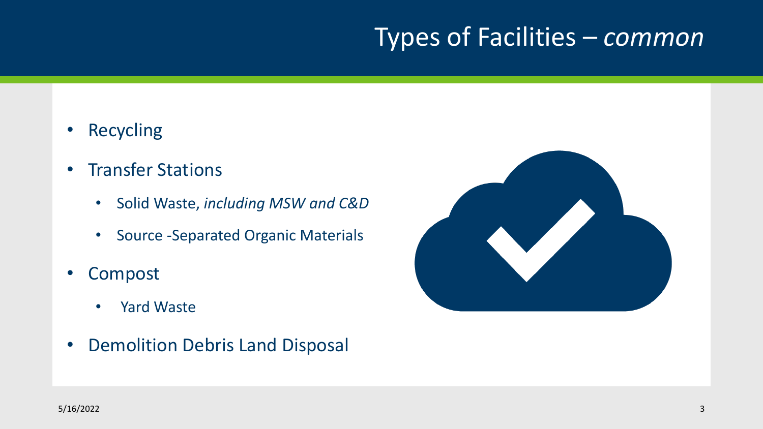# Types of Facilities – *common*

- Recycling
- Transfer Stations
  - Solid Waste, *including MSW and C&D*
  - Source -Separated Organic Materials
- Compost
  - Yard Waste
- Demolition Debris Land Disposal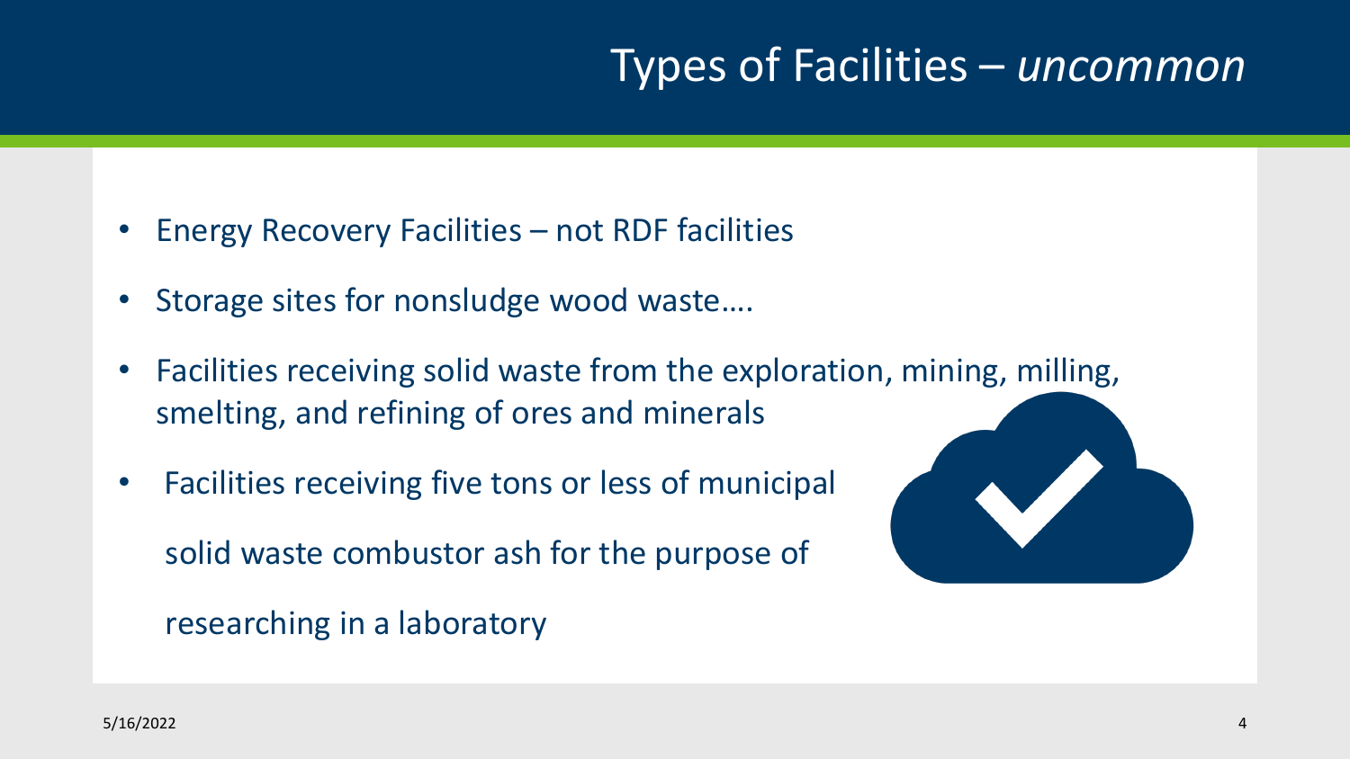# Types of Facilities – *uncommon*

- Energy Recovery Facilities – not RDF facilities
- Storage sites for nonsludge wood waste….
- Facilities receiving solid waste from the exploration, mining, milling, smelting, and refining of ores and minerals
- Facilities receiving five tons or less of municipal solid waste combustor ash for the purpose of researching in a laboratory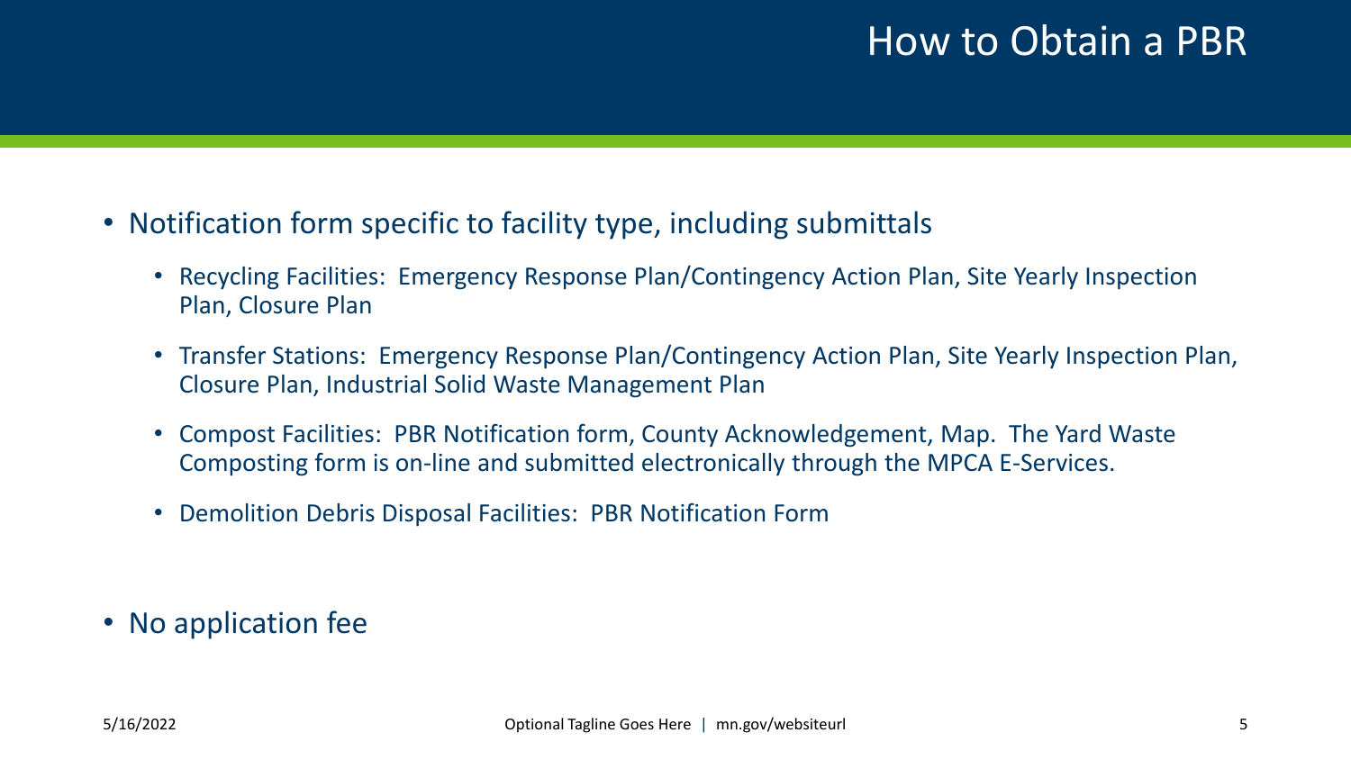# How to Obtain a PBR

- Notification form specific to facility type, including submittals
  - Recycling Facilities: Emergency Response Plan/Contingency Action Plan, Site Yearly Inspection Plan, Closure Plan
  - Transfer Stations: Emergency Response Plan/Contingency Action Plan, Site Yearly Inspection Plan, Closure Plan, Industrial Solid Waste Management Plan
  - Compost Facilities: PBR Notification form, County Acknowledgement, Map. The Yard Waste Composting form is on-line and submitted electronically through the MPCA E-Services.
  - Demolition Debris Disposal Facilities: PBR Notification Form

- No application fee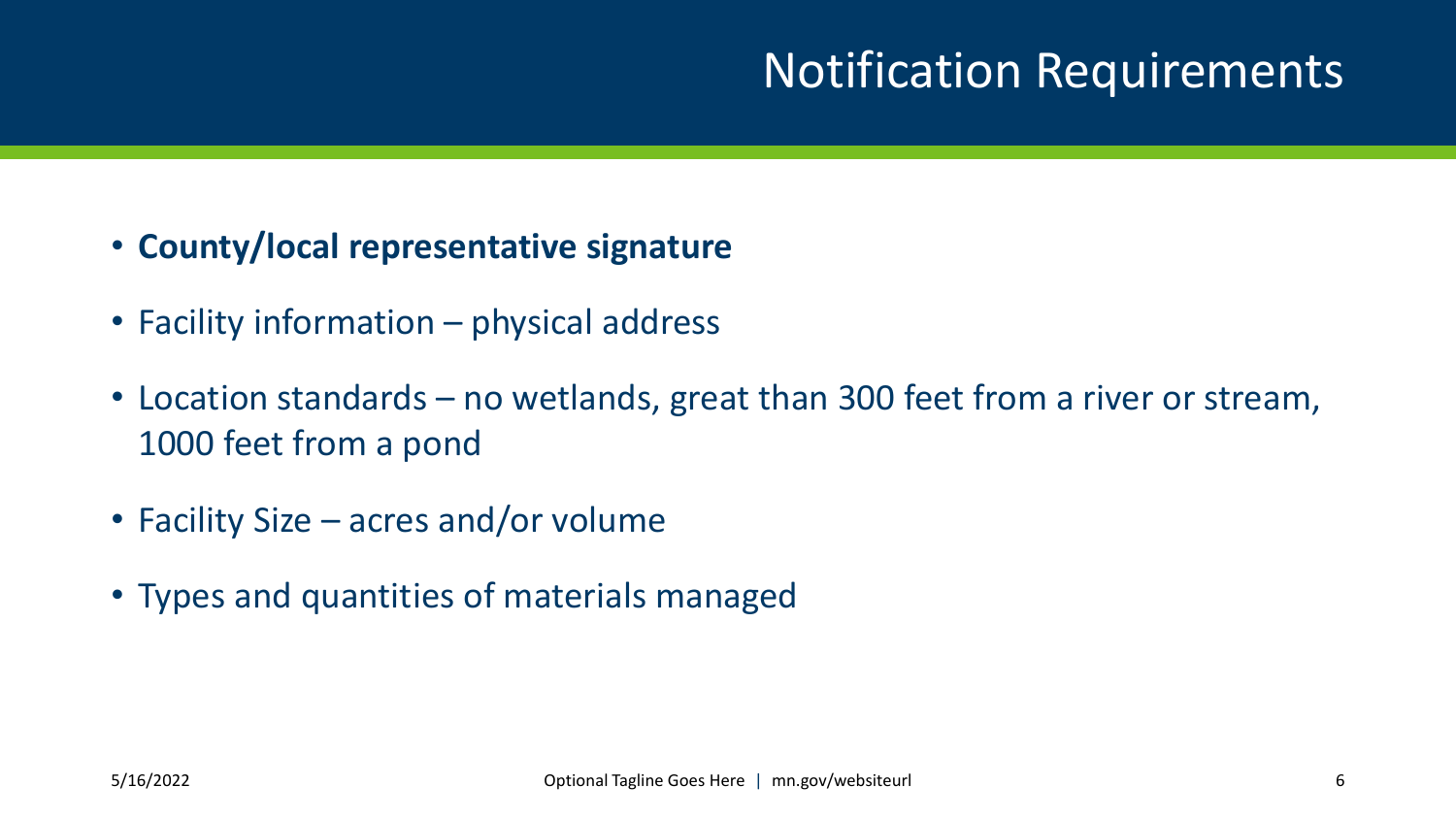# Notification Requirements

- **County/local representative signature**
- Facility information – physical address
- Location standards – no wetlands, great than 300 feet from a river or stream, 1000 feet from a pond
- Facility Size – acres and/or volume
- Types and quantities of materials managed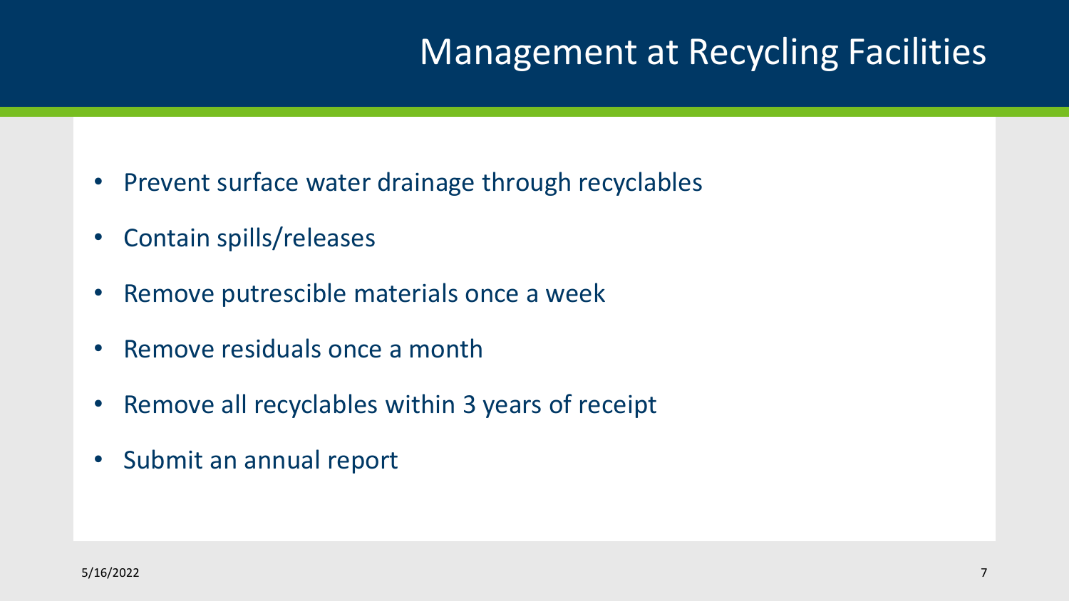# Management at Recycling Facilities

- Prevent surface water drainage through recyclables
- Contain spills/releases
- Remove putrescible materials once a week
- Remove residuals once a month
- Remove all recyclables within 3 years of receipt
- Submit an annual report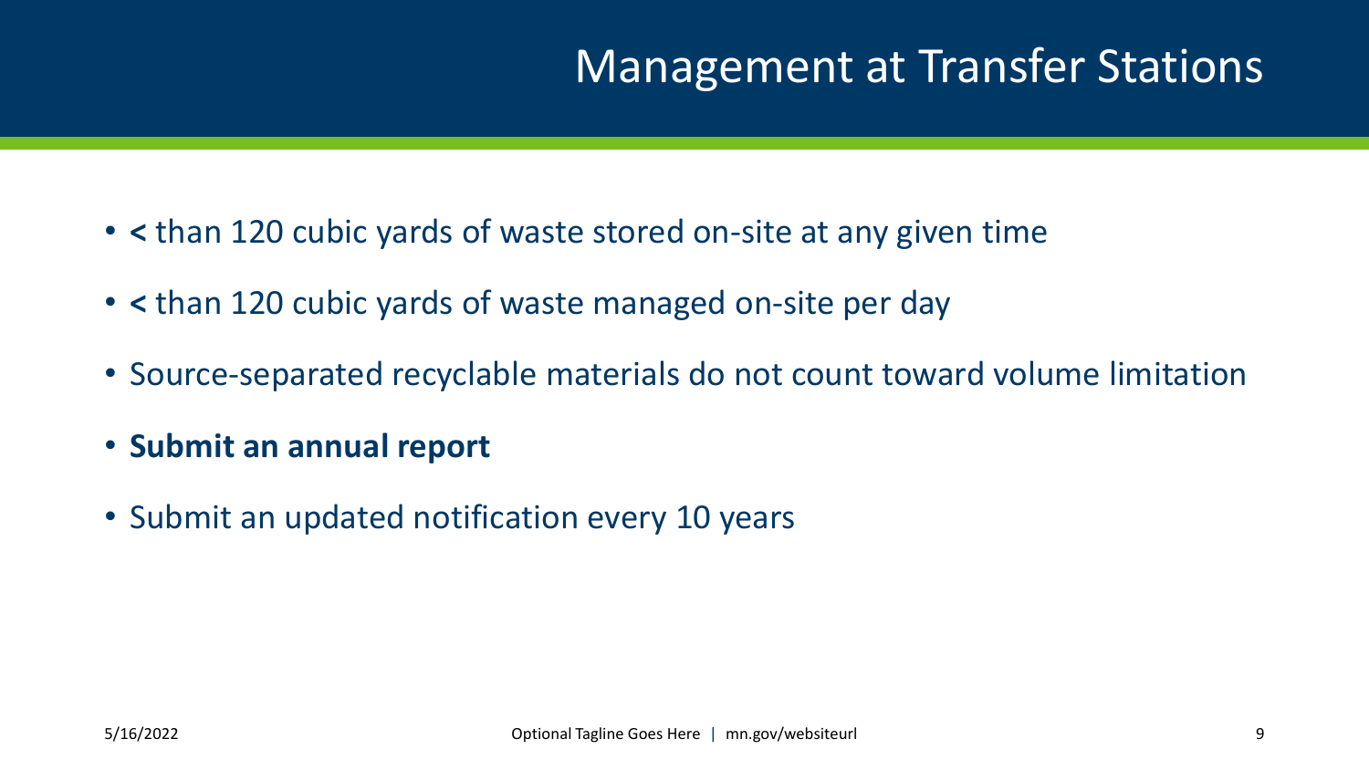# Management at Transfer Stations

- **<** than 120 cubic yards of waste stored on-site at any given time
- **<** than 120 cubic yards of waste managed on-site per day
- Source-separated recyclable materials do not count toward volume limitation
- **Submit an annual report**
- Submit an updated notification every 10 years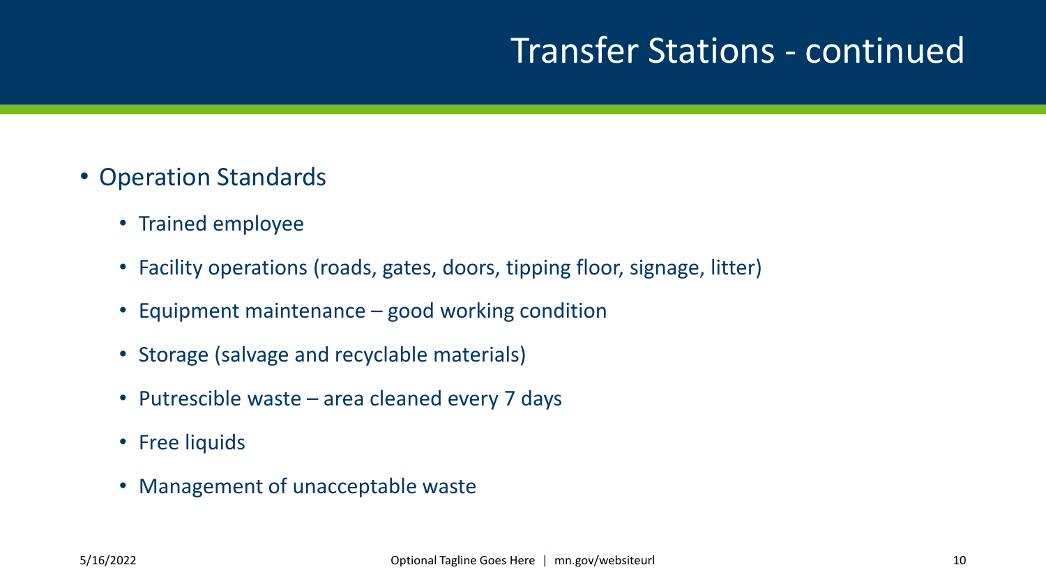# Transfer Stations - continued

- Operation Standards
  - Trained employee
  - Facility operations (roads, gates, doors, tipping floor, signage, litter)
  - Equipment maintenance – good working condition
  - Storage (salvage and recyclable materials)
  - Putrescible waste – area cleaned every 7 days
  - Free liquids
  - Management of unacceptable waste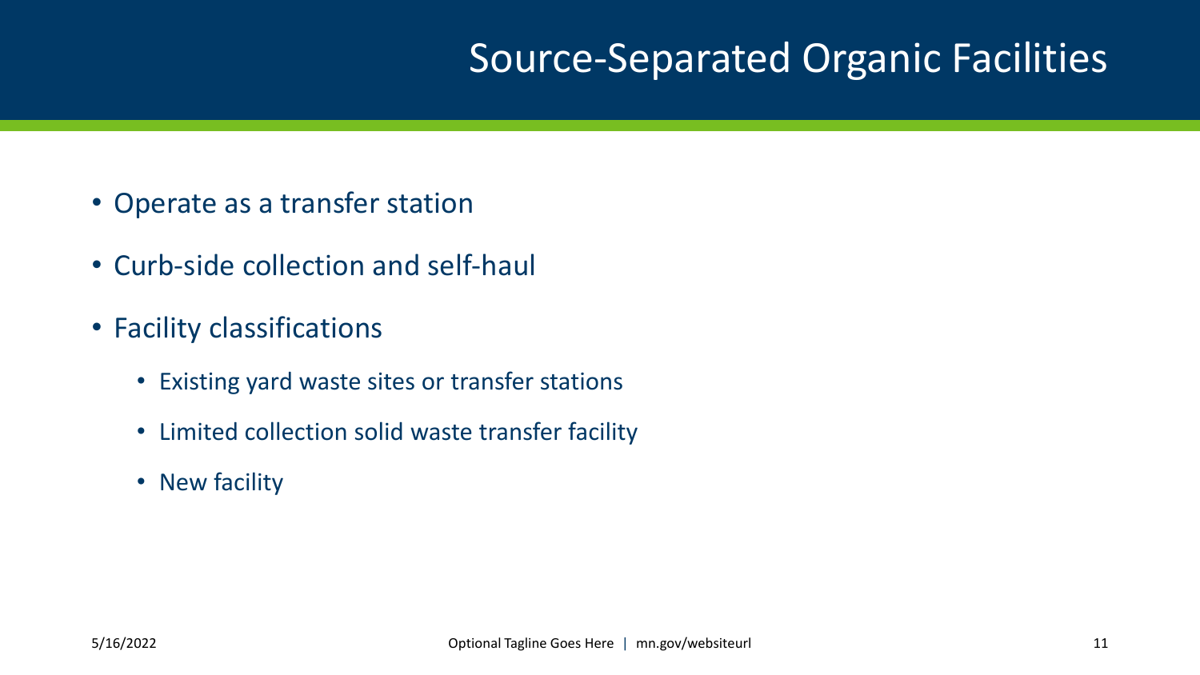# Source-Separated Organic Facilities

- Operate as a transfer station
- Curb-side collection and self-haul
- Facility classifications
  - Existing yard waste sites or transfer stations
  - Limited collection solid waste transfer facility
  - New facility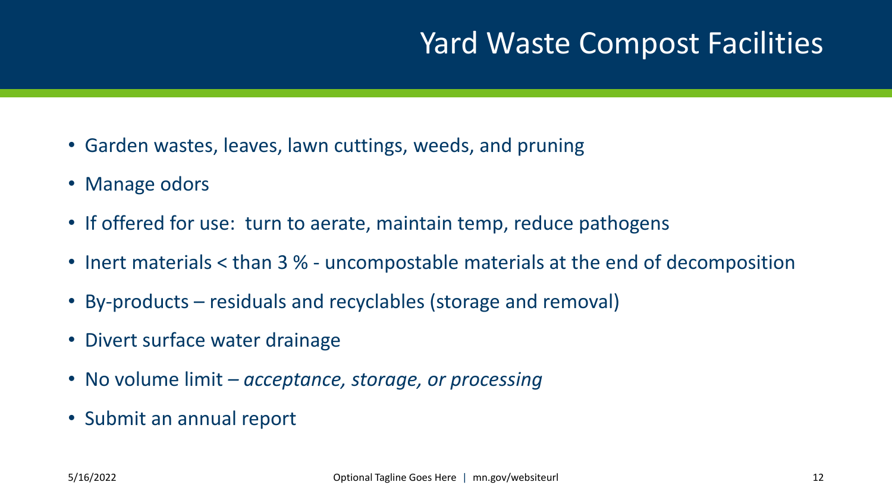# Yard Waste Compost Facilities

- Garden wastes, leaves, lawn cuttings, weeds, and pruning
- Manage odors
- If offered for use: turn to aerate, maintain temp, reduce pathogens
- Inert materials < than 3 % - uncompostable materials at the end of decomposition
- By-products – residuals and recyclables (storage and removal)
- Divert surface water drainage
- No volume limit – *acceptance, storage, or processing*
- Submit an annual report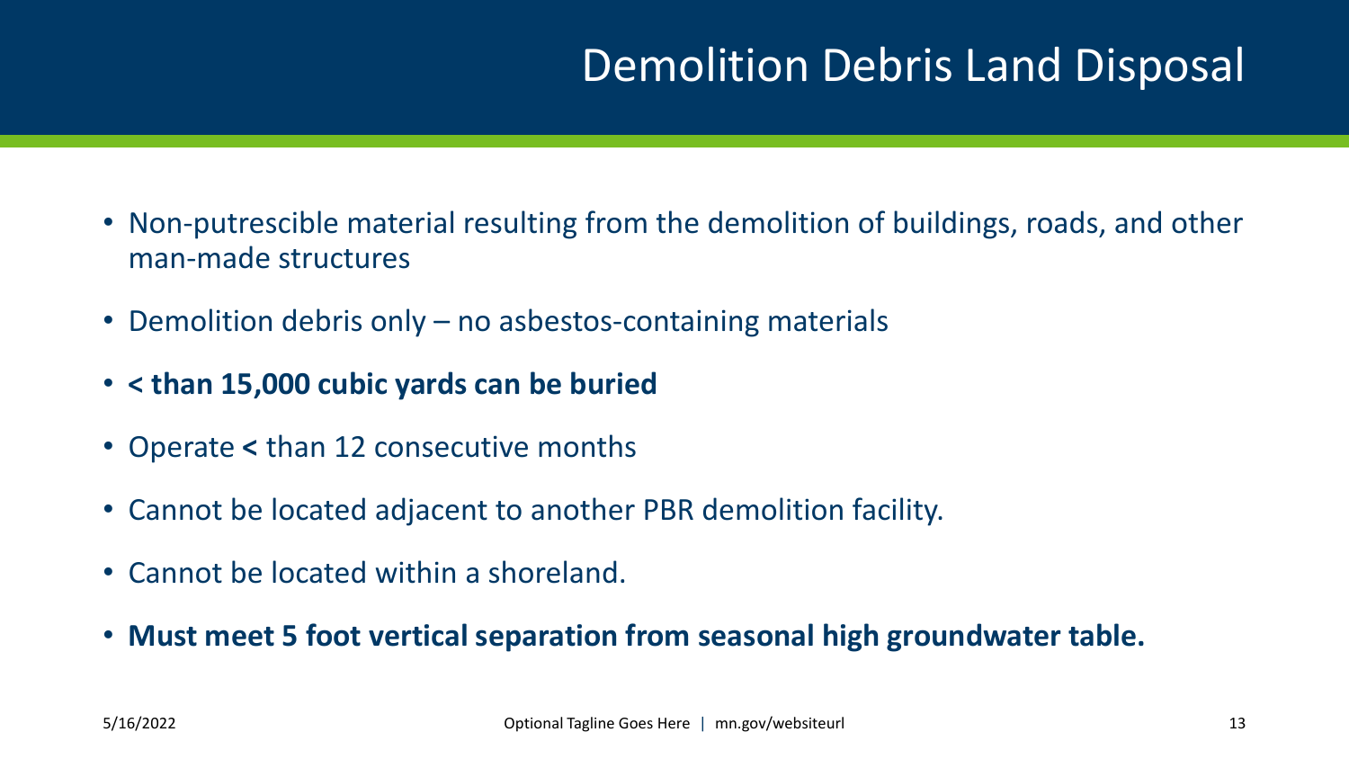# Demolition Debris Land Disposal

- Non-putrescible material resulting from the demolition of buildings, roads, and other man-made structures
- Demolition debris only – no asbestos-containing materials
- **< than 15,000 cubic yards can be buried**
- Operate **<** than 12 consecutive months
- Cannot be located adjacent to another PBR demolition facility.
- Cannot be located within a shoreland.
- **Must meet 5 foot vertical separation from seasonal high groundwater table.**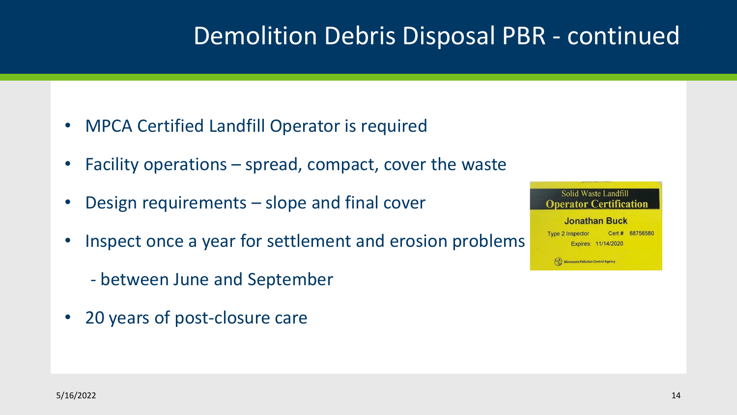# Demolition Debris Disposal PBR - continued

- MPCA Certified Landfill Operator is required
- Facility operations – spread, compact, cover the waste
- Design requirements – slope and final cover
- Inspect once a year for settlement and erosion problems
  - between June and September
- 20 years of post-closure care

Solid Waste Landfill
**Operator Certification**

**Jonathan Buck**

Type 2 Inspector Cert # 68756580

Expires: 11/14/2020

Minnesota Pollution Control Agency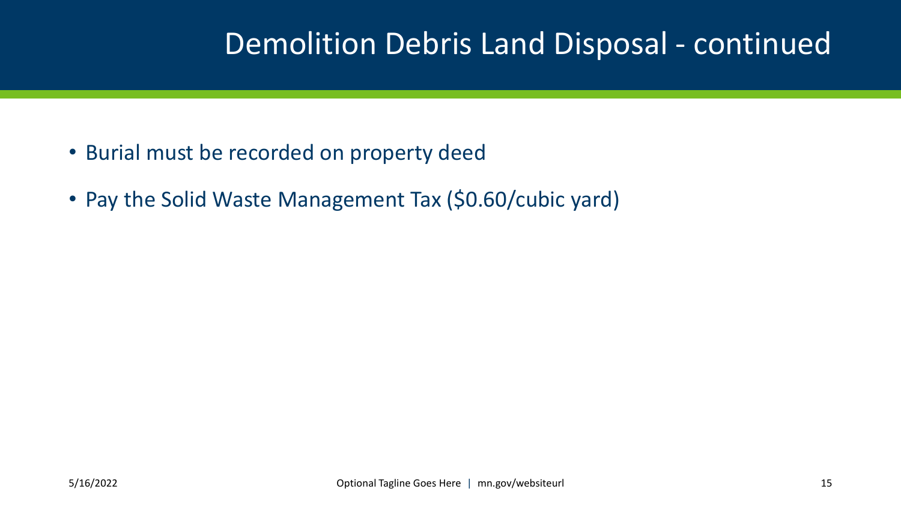# Demolition Debris Land Disposal - continued

- Burial must be recorded on property deed
- Pay the Solid Waste Management Tax ($0.60/cubic yard)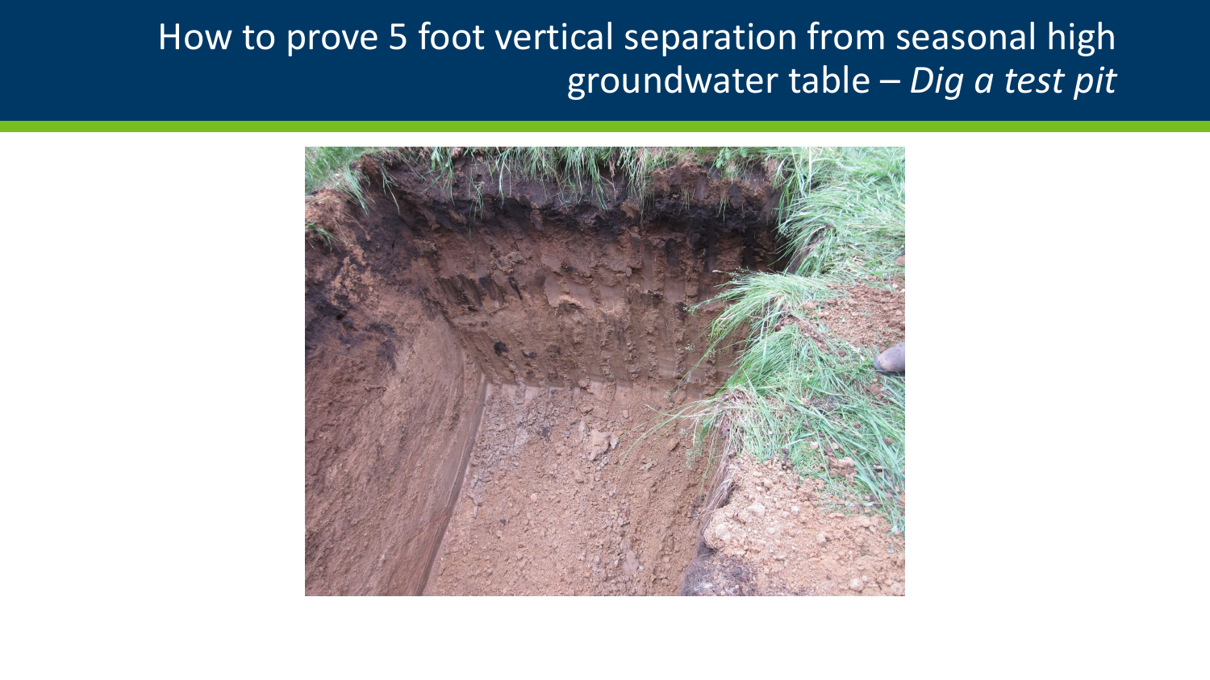# How to prove 5 foot vertical separation from seasonal high groundwater table – *Dig a test pit*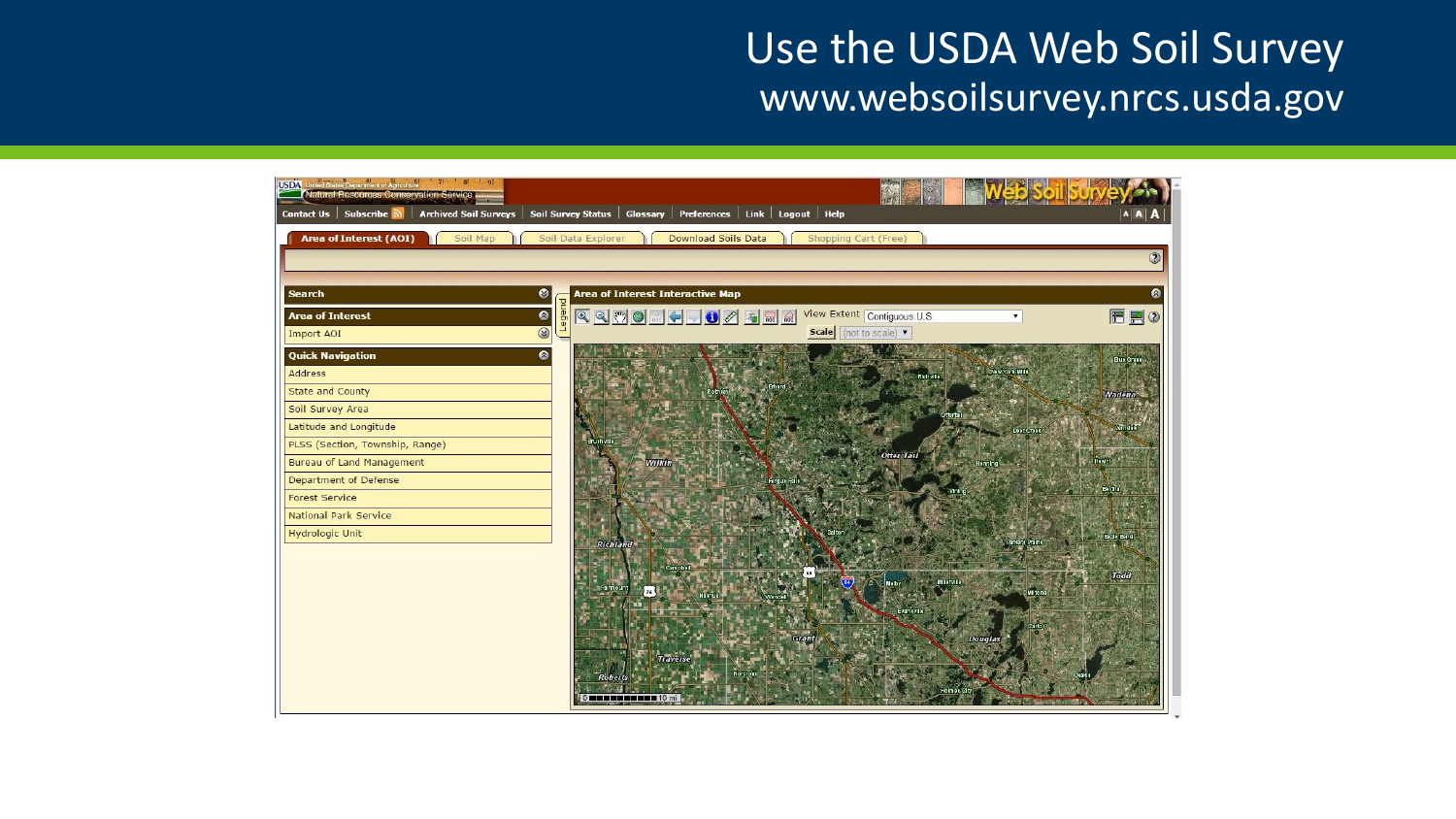# Use the USDA Web Soil Survey

www.websoilsurvey.nrcs.usda.gov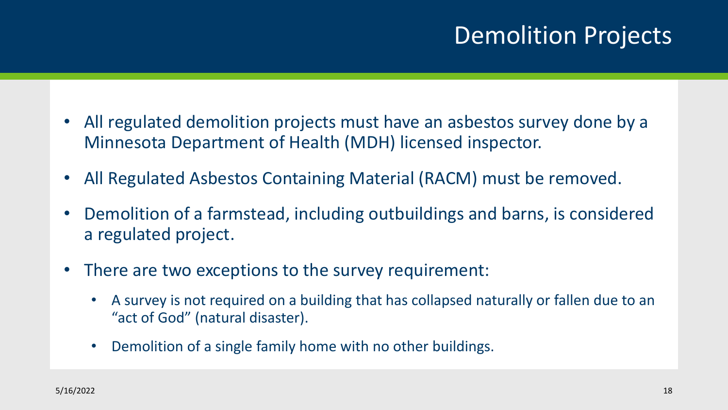# Demolition Projects

- All regulated demolition projects must have an asbestos survey done by a Minnesota Department of Health (MDH) licensed inspector.
- All Regulated Asbestos Containing Material (RACM) must be removed.
- Demolition of a farmstead, including outbuildings and barns, is considered a regulated project.
- There are two exceptions to the survey requirement:
  - A survey is not required on a building that has collapsed naturally or fallen due to an "act of God" (natural disaster).
  - Demolition of a single family home with no other buildings.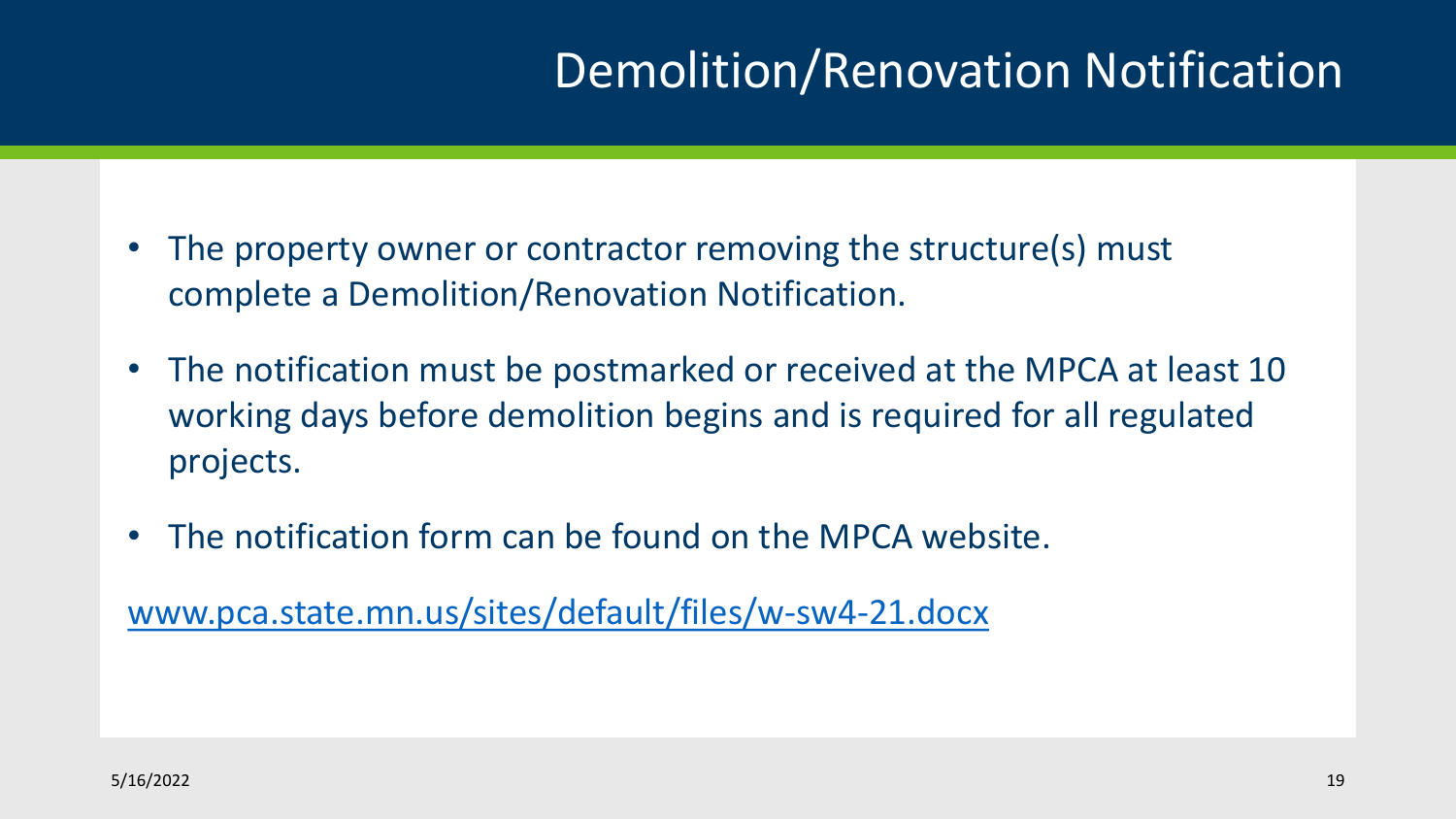# Demolition/Renovation Notification

- The property owner or contractor removing the structure(s) must complete a Demolition/Renovation Notification.
- The notification must be postmarked or received at the MPCA at least 10 working days before demolition begins and is required for all regulated projects.
- The notification form can be found on the MPCA website.

[www.pca.state.mn.us/sites/default/files/w-sw4-21.docx](http://www.pca.state.mn.us/sites/default/files/w-sw4-21.docx)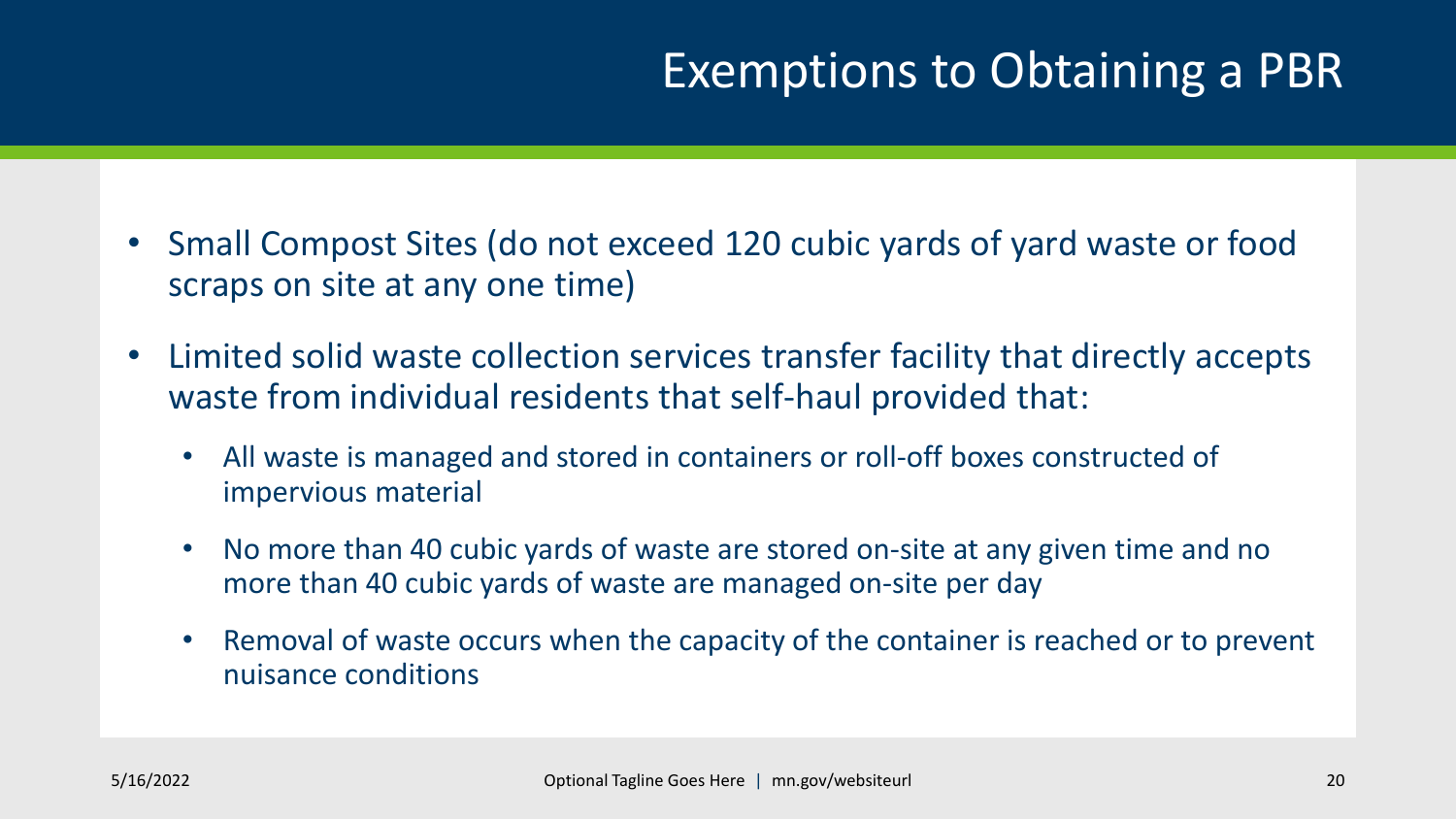# Exemptions to Obtaining a PBR

- Small Compost Sites (do not exceed 120 cubic yards of yard waste or food scraps on site at any one time)
- Limited solid waste collection services transfer facility that directly accepts waste from individual residents that self-haul provided that:
  - All waste is managed and stored in containers or roll-off boxes constructed of impervious material
  - No more than 40 cubic yards of waste are stored on-site at any given time and no more than 40 cubic yards of waste are managed on-site per day
  - Removal of waste occurs when the capacity of the container is reached or to prevent nuisance conditions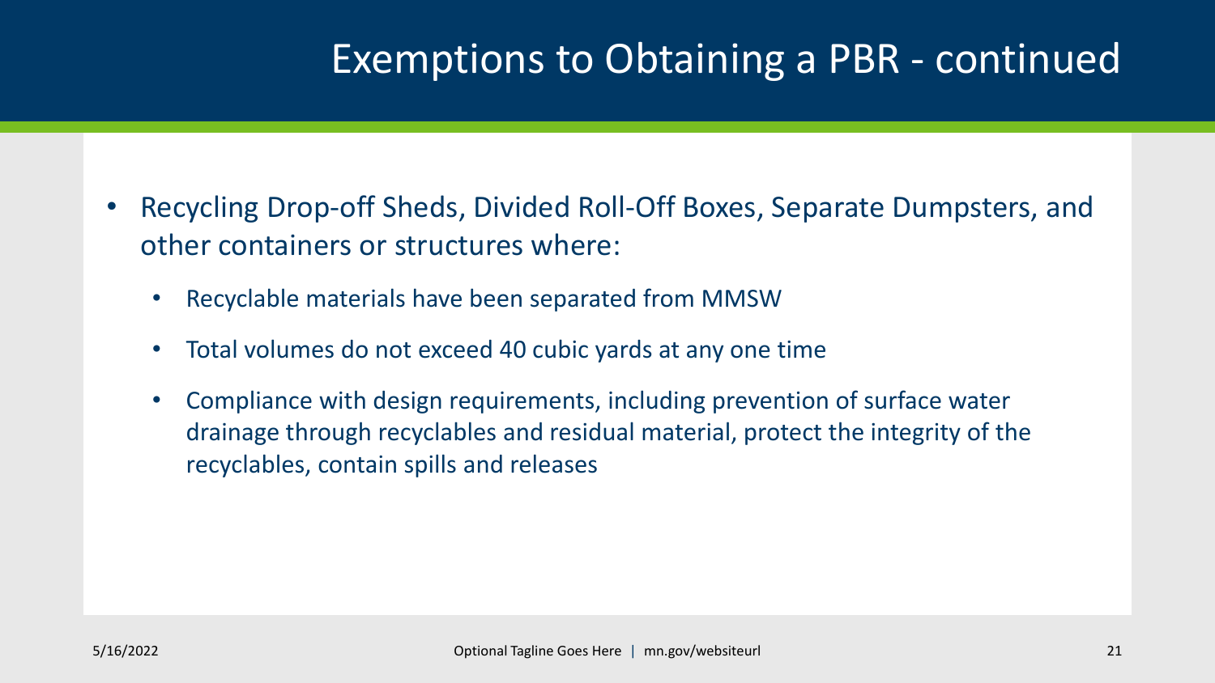# Exemptions to Obtaining a PBR - continued

- Recycling Drop-off Sheds, Divided Roll-Off Boxes, Separate Dumpsters, and other containers or structures where:
  - Recyclable materials have been separated from MMSW
  - Total volumes do not exceed 40 cubic yards at any one time
  - Compliance with design requirements, including prevention of surface water drainage through recyclables and residual material, protect the integrity of the recyclables, contain spills and releases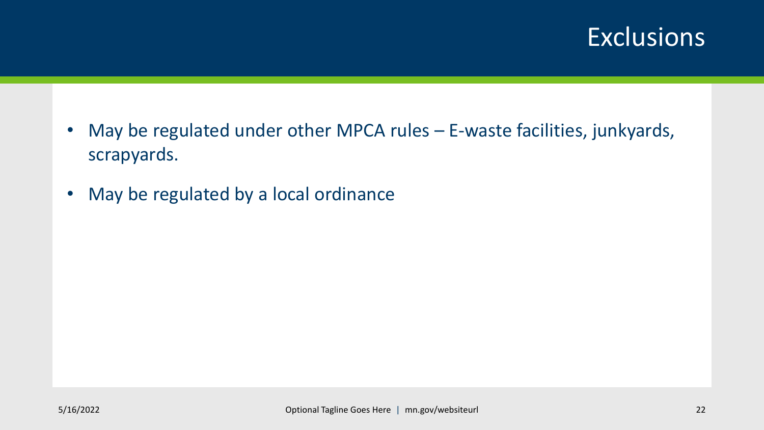# Exclusions

- May be regulated under other MPCA rules – E-waste facilities, junkyards, scrapyards.
- May be regulated by a local ordinance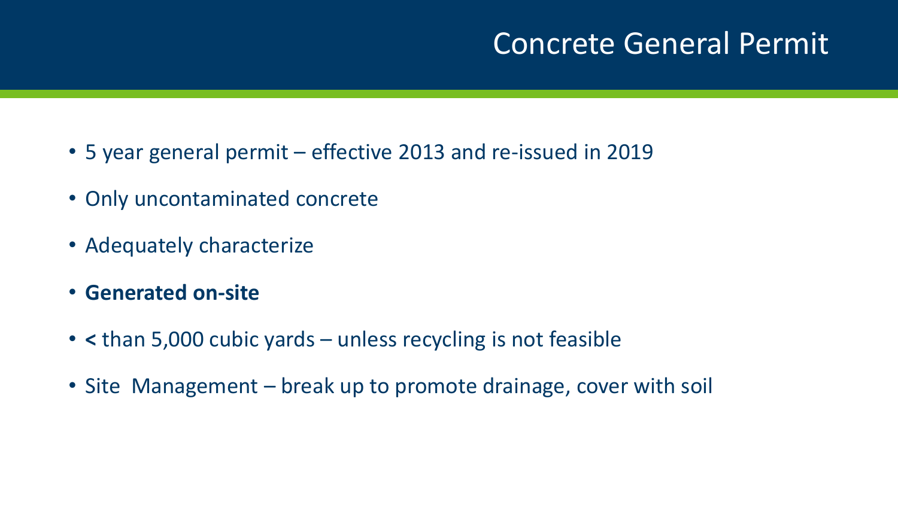# Concrete General Permit

- 5 year general permit – effective 2013 and re-issued in 2019
- Only uncontaminated concrete
- Adequately characterize
- **Generated on-site**
- **<** than 5,000 cubic yards – unless recycling is not feasible
- Site Management – break up to promote drainage, cover with soil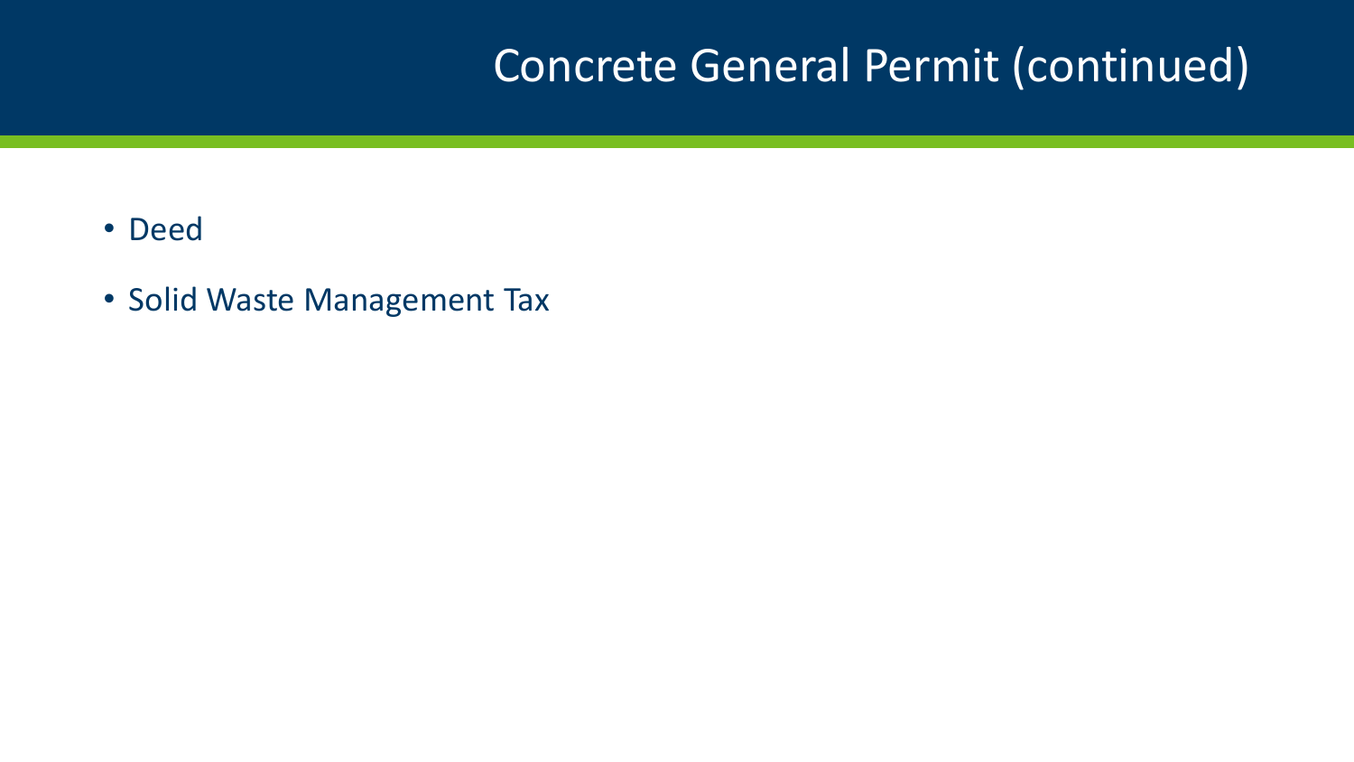# Concrete General Permit (continued)

- Deed
- Solid Waste Management Tax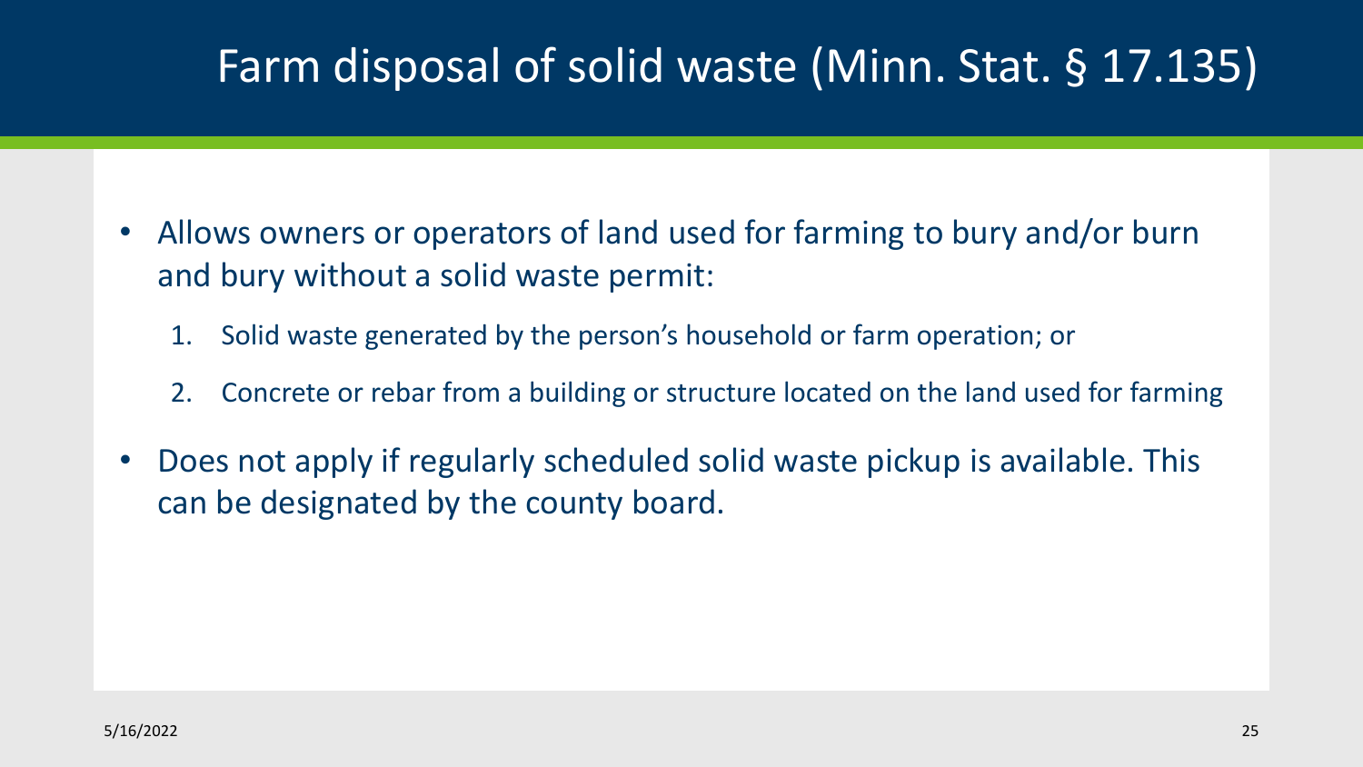# Farm disposal of solid waste (Minn. Stat. § 17.135)

- Allows owners or operators of land used for farming to bury and/or burn and bury without a solid waste permit:
  1. Solid waste generated by the person's household or farm operation; or
  2. Concrete or rebar from a building or structure located on the land used for farming
- Does not apply if regularly scheduled solid waste pickup is available. This can be designated by the county board.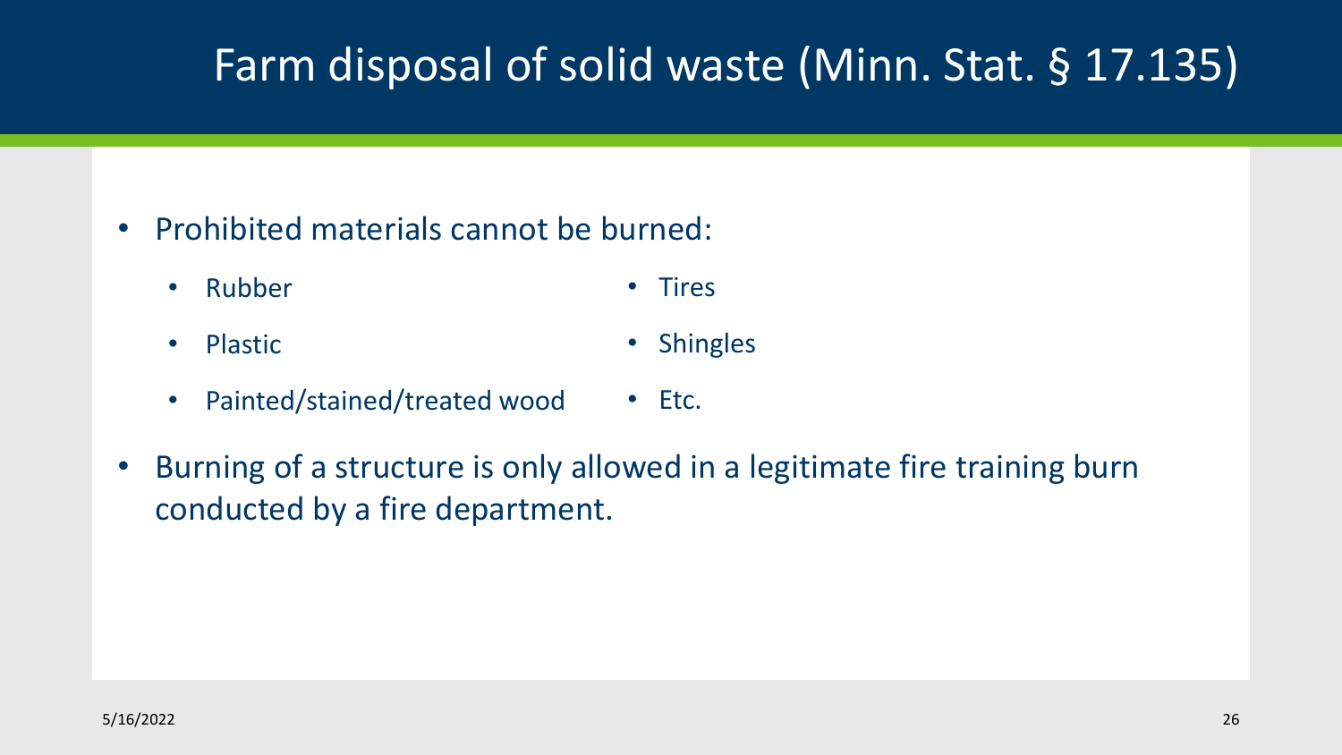# Farm disposal of solid waste (Minn. Stat. § 17.135)

- Prohibited materials cannot be burned:
  - Rubber
  - Plastic
  - Painted/stained/treated wood
  - Tires
  - Shingles
  - Etc.
- Burning of a structure is only allowed in a legitimate fire training burn conducted by a fire department.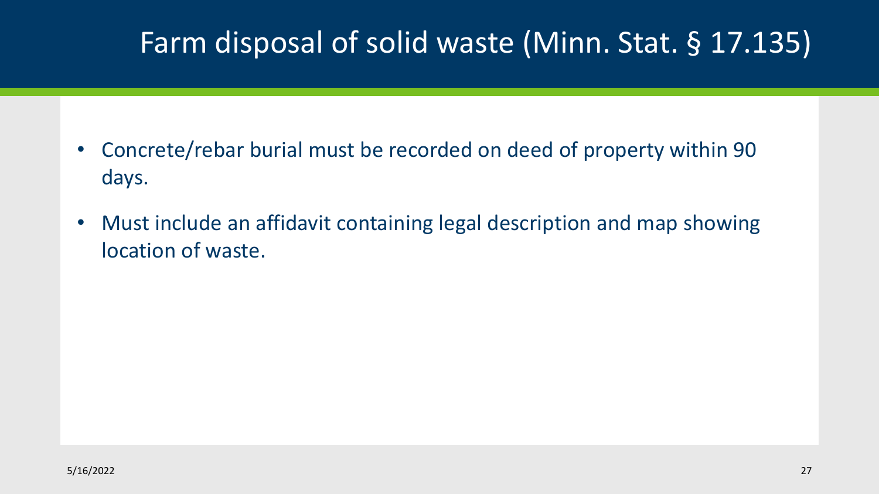# Farm disposal of solid waste (Minn. Stat. § 17.135)

- Concrete/rebar burial must be recorded on deed of property within 90 days.
- Must include an affidavit containing legal description and map showing location of waste.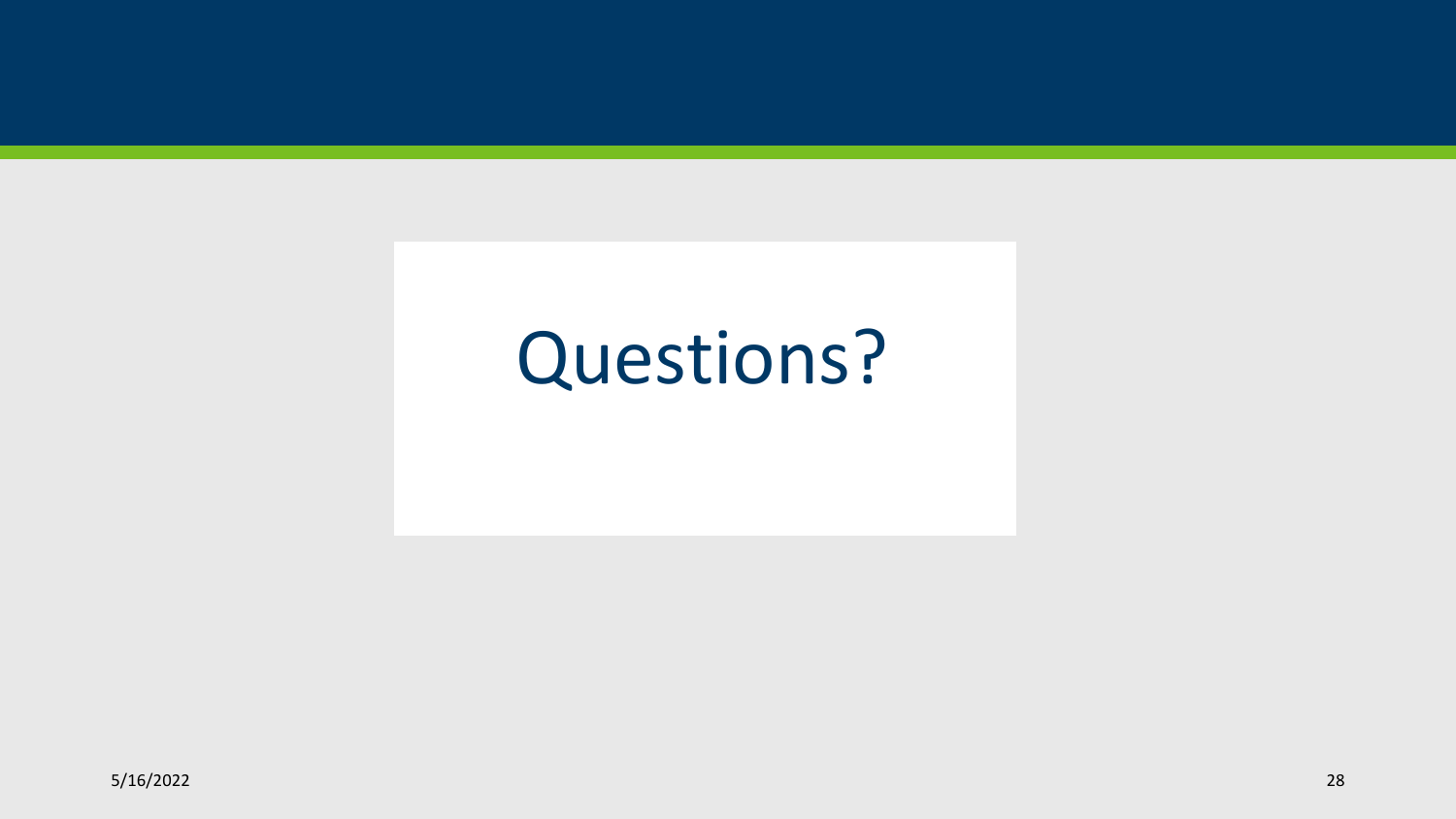# Questions?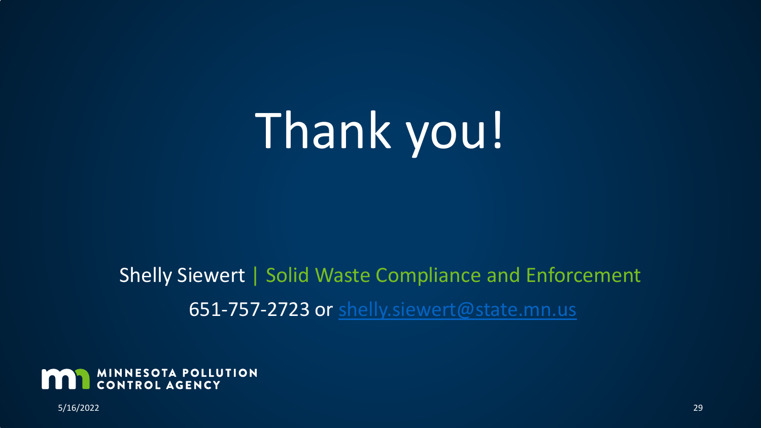# Thank you!

Shelly Siewert | Solid Waste Compliance and Enforcement

651-757-2723 or shelly.siewert@state.mn.us

MINNESOTA POLLUTION CONTROL AGENCY

5/16/2022